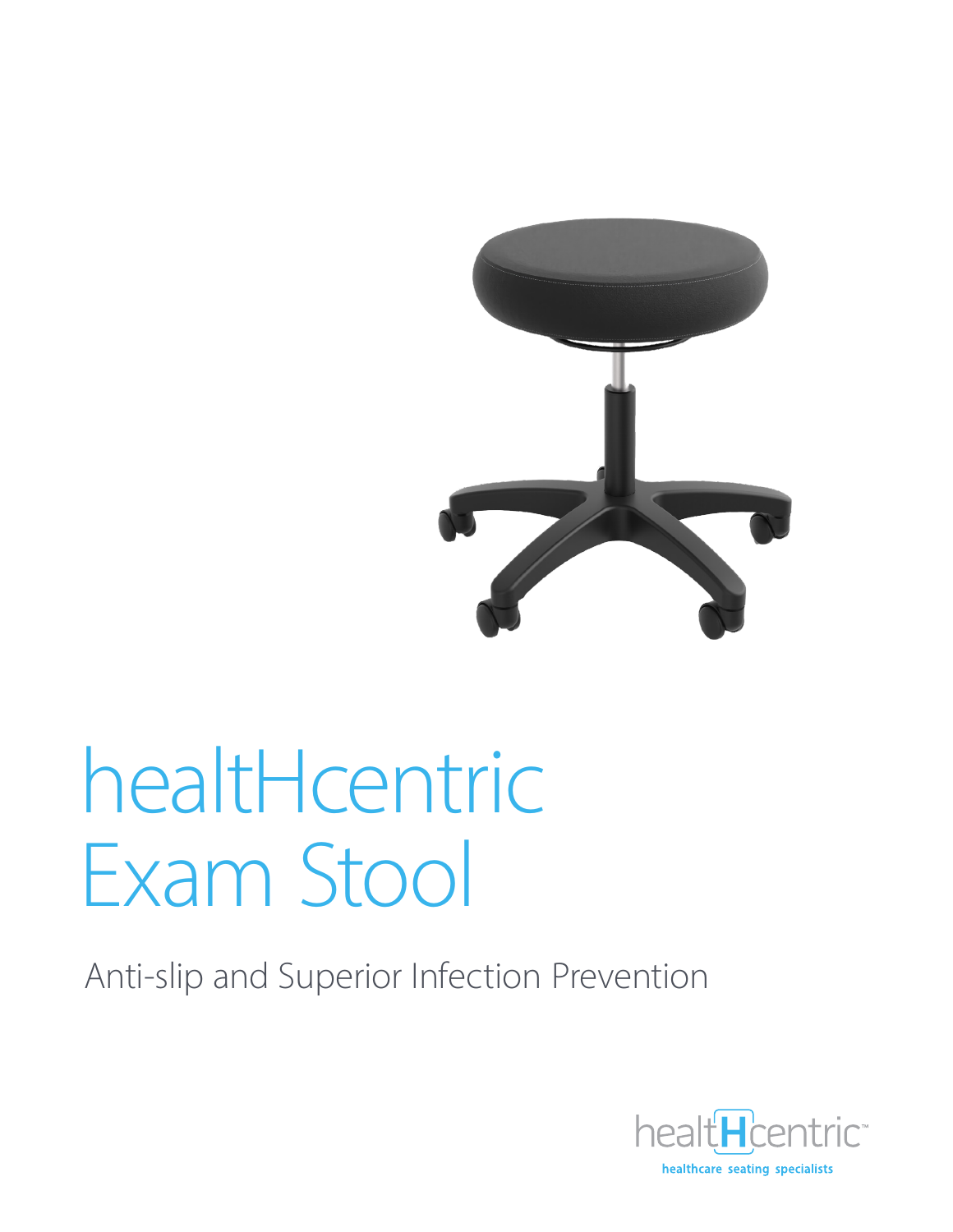# healtHcentric Exam Stool

## Anti-slip and Superior Infection Prevention

healtHcentric™

healthcare seating specialists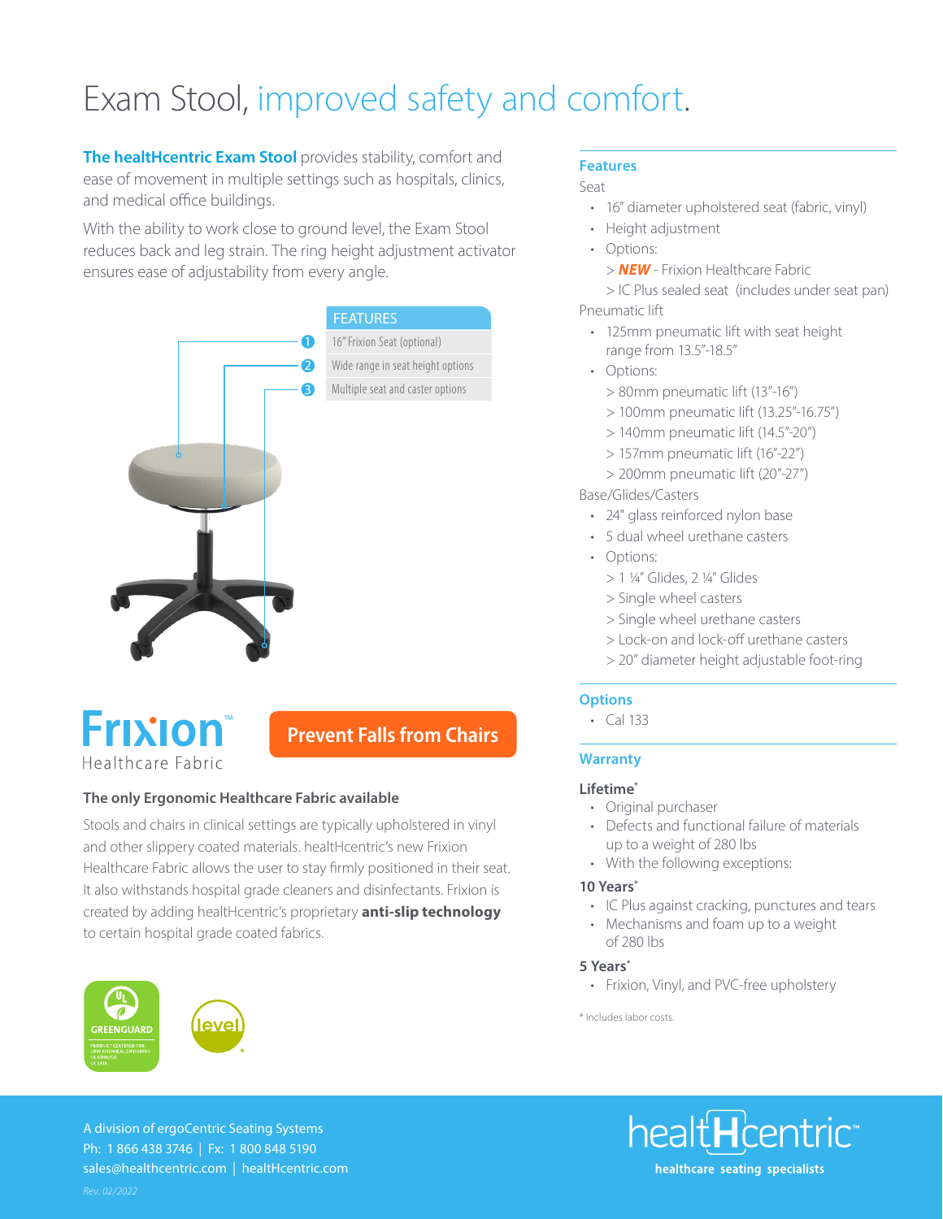# Exam Stool, improved safety and comfort.

**The healtHcentric Exam Stool** provides stability, comfort and ease of movement in multiple settings such as hospitals, clinics, and medical office buildings.

With the ability to work close to ground level, the Exam Stool reduces back and leg strain. The ring height adjustment activator ensures ease of adjustability from every angle.

FEATURES

1. 16" Frixion Seat (optional)
2. Wide range in seat height options
3. Multiple seat and caster options

Frixion™ Healthcare Fabric

**Prevent Falls from Chairs**

### The only Ergonomic Healthcare Fabric available

Stools and chairs in clinical settings are typically upholstered in vinyl and other slippery coated materials. healtHcentric's new Frixion Healthcare Fabric allows the user to stay firmly positioned in their seat. It also withstands hospital grade cleaners and disinfectants. Frixion is created by adding healtHcentric's proprietary **anti-slip technology** to certain hospital grade coated fabrics.

GREENGUARD PRODUCT CERTIFIED FOR LOW CHEMICAL EMISSIONS UL.COM/GG UL 2818

level

## Features

Seat

- 16" diameter upholstered seat (fabric, vinyl)
- Height adjustment
- Options:
  - > ***NEW*** - Frixion Healthcare Fabric
  - > IC Plus sealed seat (includes under seat pan)

Pneumatic lift

- 125mm pneumatic lift with seat height range from 13.5"-18.5"
- Options:
  - > 80mm pneumatic lift (13"-16")
  - > 100mm pneumatic lift (13.25"-16.75")
  - > 140mm pneumatic lift (14.5"-20")
  - > 157mm pneumatic lift (16"-22")
  - > 200mm pneumatic lift (20"-27")

Base/Glides/Casters

- 24" glass reinforced nylon base
- 5 dual wheel urethane casters
- Options:
  - > 1 ¼" Glides, 2 ¼" Glides
  - > Single wheel casters
  - > Single wheel urethane casters
  - > Lock-on and lock-off urethane casters
  - > 20" diameter height adjustable foot-ring

## Options

- Cal 133

## Warranty

**Lifetime***

- Original purchaser
- Defects and functional failure of materials up to a weight of 280 lbs
- With the following exceptions:

**10 Years***

- IC Plus against cracking, punctures and tears
- Mechanisms and foam up to a weight of 280 lbs

**5 Years***

- Frixion, Vinyl, and PVC-free upholstery

* Includes labor costs.

A division of ergoCentric Seating Systems
Ph: 1 866 438 3746 | Fx: 1 800 848 5190
sales@healthcentric.com | healtHcentric.com

*Rev. 02/2022*

healtHcentric™
healthcare seating specialists